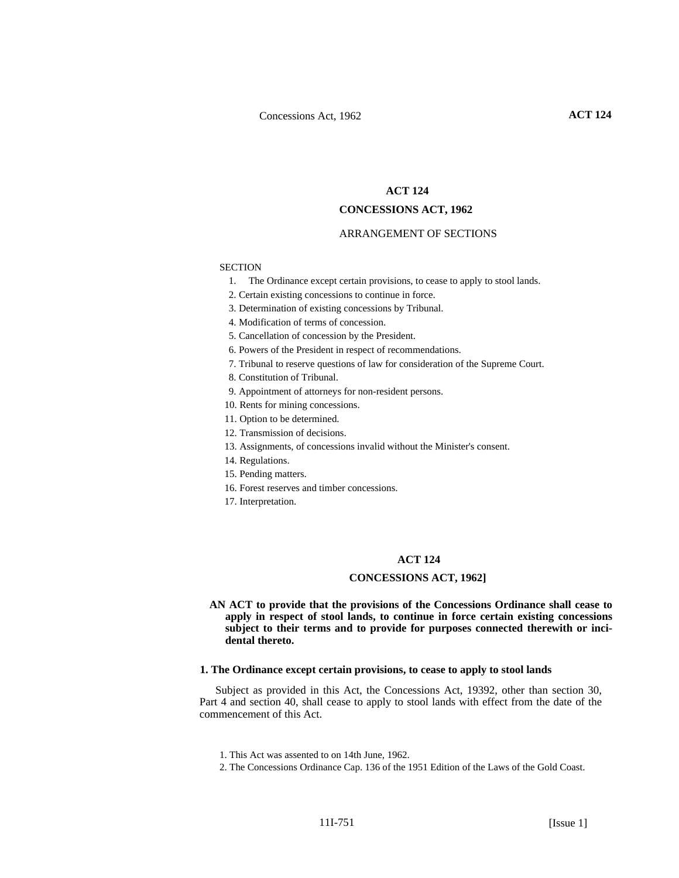# ACT 124

## CONCESSIONS ACT, 1962

ARRANGEMENT OF SECTIONS

SECTION

1. The Ordinance except certain provisions, to cease to apply to stool lands.
2. Certain existing concessions to continue in force.
3. Determination of existing concessions by Tribunal.
4. Modification of terms of concession.
5. Cancellation of concession by the President.
6. Powers of the President in respect of recommendations.
7. Tribunal to reserve questions of law for consideration of the Supreme Court.
8. Constitution of Tribunal.
9. Appointment of attorneys for non-resident persons.
10. Rents for mining concessions.
11. Option to be determined.
12. Transmission of decisions.
13. Assignments, of concessions invalid without the Minister's consent.
14. Regulations.
15. Pending matters.
16. Forest reserves and timber concessions.
17. Interpretation.

# ACT 124

## CONCESSIONS ACT, 1962]

**AN ACT to provide that the provisions of the Concessions Ordinance shall cease to apply in respect of stool lands, to continue in force certain existing concessions subject to their terms and to provide for purposes connected therewith or incidental thereto.**

### 1. The Ordinance except certain provisions, to cease to apply to stool lands

Subject as provided in this Act, the Concessions Act, 1939[2], other than section 30, Part 4 and section 40, shall cease to apply to stool lands with effect from the date of the commencement of this Act.

1. This Act was assented to on 14th June, 1962.
2. The Concessions Ordinance Cap. 136 of the 1951 Edition of the Laws of the Gold Coast.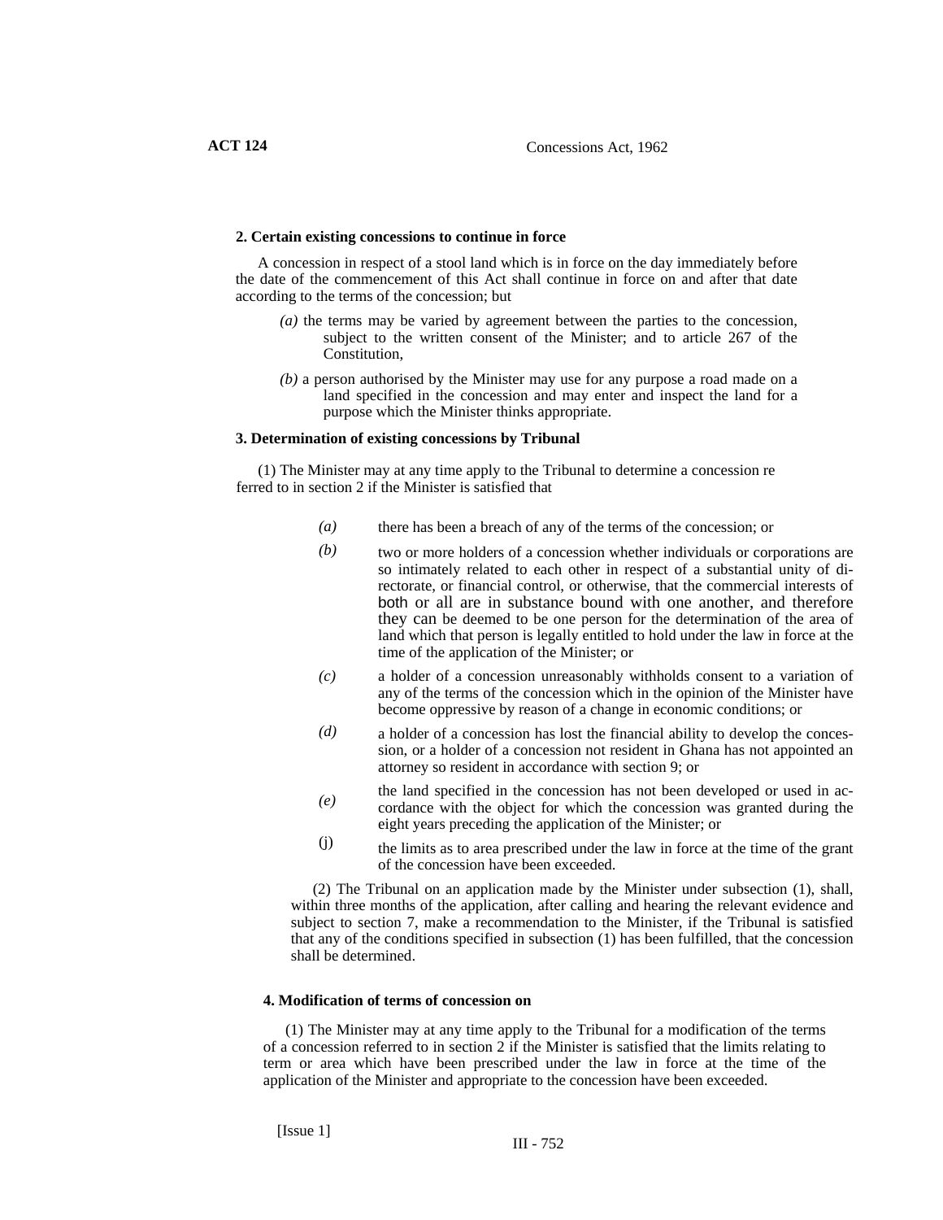**2. Certain existing concessions to continue in force**

A concession in respect of a stool land which is in force on the day immediately before the date of the commencement of this Act shall continue in force on and after that date according to the terms of the concession; but

*(a)* the terms may be varied by agreement between the parties to the concession, subject to the written consent of the Minister; and to article 267 of the Constitution,

*(b)* a person authorised by the Minister may use for any purpose a road made on a land specified in the concession and may enter and inspect the land for a purpose which the Minister thinks appropriate.

**3. Determination of existing concessions by Tribunal**

(1) The Minister may at any time apply to the Tribunal to determine a concession re ferred to in section 2 if the Minister is satisfied that

*(a)* there has been a breach of any of the terms of the concession; or

*(b)* two or more holders of a concession whether individuals or corporations are so intimately related to each other in respect of a substantial unity of directorate, or financial control, or otherwise, that the commercial interests of both or all are in substance bound with one another, and therefore they can be deemed to be one person for the determination of the area of land which that person is legally entitled to hold under the law in force at the time of the application of the Minister; or

*(c)* a holder of a concession unreasonably withholds consent to a variation of any of the terms of the concession which in the opinion of the Minister have become oppressive by reason of a change in economic conditions; or

*(d)* a holder of a concession has lost the financial ability to develop the concession, or a holder of a concession not resident in Ghana has not appointed an attorney so resident in accordance with section 9; or

*(e)* the land specified in the concession has not been developed or used in accordance with the object for which the concession was granted during the eight years preceding the application of the Minister; or

(j) the limits as to area prescribed under the law in force at the time of the grant of the concession have been exceeded.

(2) The Tribunal on an application made by the Minister under subsection (1), shall, within three months of the application, after calling and hearing the relevant evidence and subject to section 7, make a recommendation to the Minister, if the Tribunal is satisfied that any of the conditions specified in subsection (1) has been fulfilled, that the concession shall be determined.

**4. Modification of terms of concession on**

(1) The Minister may at any time apply to the Tribunal for a modification of the terms of a concession referred to in section 2 if the Minister is satisfied that the limits relating to term or area which have been prescribed under the law in force at the time of the application of the Minister and appropriate to the concession have been exceeded.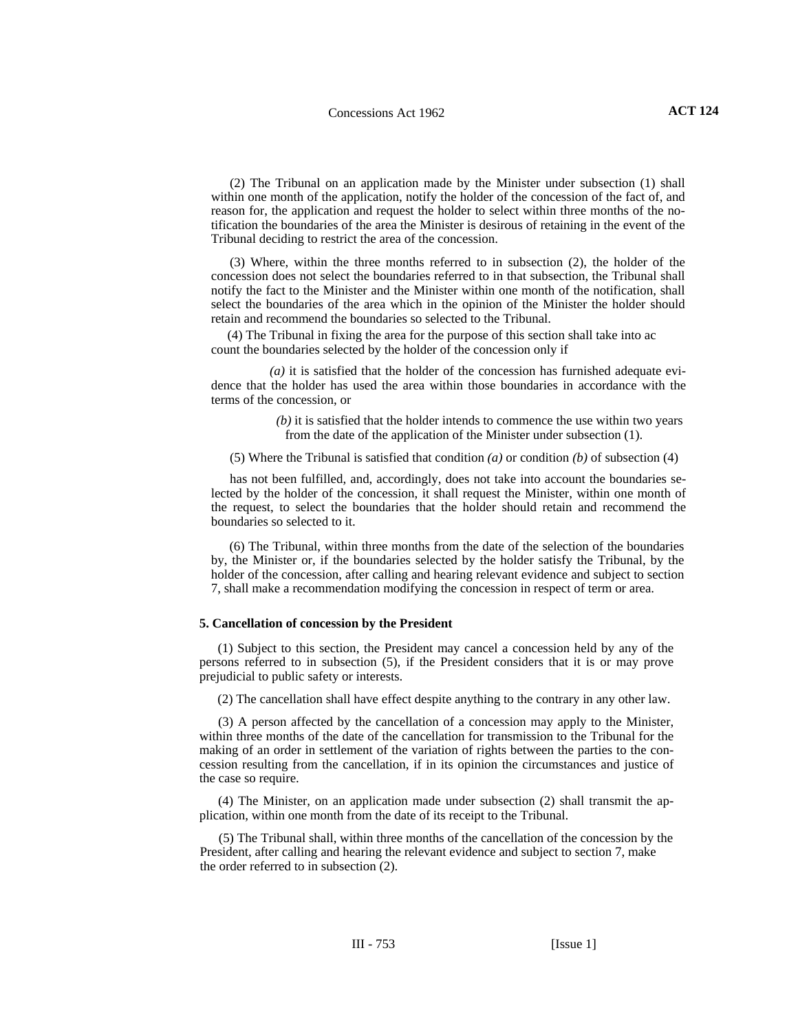(2) The Tribunal on an application made by the Minister under subsection (1) shall within one month of the application, notify the holder of the concession of the fact of, and reason for, the application and request the holder to select within three months of the notification the boundaries of the area the Minister is desirous of retaining in the event of the Tribunal deciding to restrict the area of the concession.

(3) Where, within the three months referred to in subsection (2), the holder of the concession does not select the boundaries referred to in that subsection, the Tribunal shall notify the fact to the Minister and the Minister within one month of the notification, shall select the boundaries of the area which in the opinion of the Minister the holder should retain and recommend the boundaries so selected to the Tribunal.

(4) The Tribunal in fixing the area for the purpose of this section shall take into account the boundaries selected by the holder of the concession only if

*(a)* it is satisfied that the holder of the concession has furnished adequate evidence that the holder has used the area within those boundaries in accordance with the terms of the concession, or

*(b)* it is satisfied that the holder intends to commence the use within two years from the date of the application of the Minister under subsection (1).

(5) Where the Tribunal is satisfied that condition *(a)* or condition *(b)* of subsection (4) has not been fulfilled, and, accordingly, does not take into account the boundaries selected by the holder of the concession, it shall request the Minister, within one month of the request, to select the boundaries that the holder should retain and recommend the boundaries so selected to it.

(6) The Tribunal, within three months from the date of the selection of the boundaries by, the Minister or, if the boundaries selected by the holder satisfy the Tribunal, by the holder of the concession, after calling and hearing relevant evidence and subject to section 7, shall make a recommendation modifying the concession in respect of term or area.

**5. Cancellation of concession by the President**

(1) Subject to this section, the President may cancel a concession held by any of the persons referred to in subsection (5), if the President considers that it is or may prove prejudicial to public safety or interests.

(2) The cancellation shall have effect despite anything to the contrary in any other law.

(3) A person affected by the cancellation of a concession may apply to the Minister, within three months of the date of the cancellation for transmission to the Tribunal for the making of an order in settlement of the variation of rights between the parties to the concession resulting from the cancellation, if in its opinion the circumstances and justice of the case so require.

(4) The Minister, on an application made under subsection (2) shall transmit the application, within one month from the date of its receipt to the Tribunal.

(5) The Tribunal shall, within three months of the cancellation of the concession by the President, after calling and hearing the relevant evidence and subject to section 7, make the order referred to in subsection (2).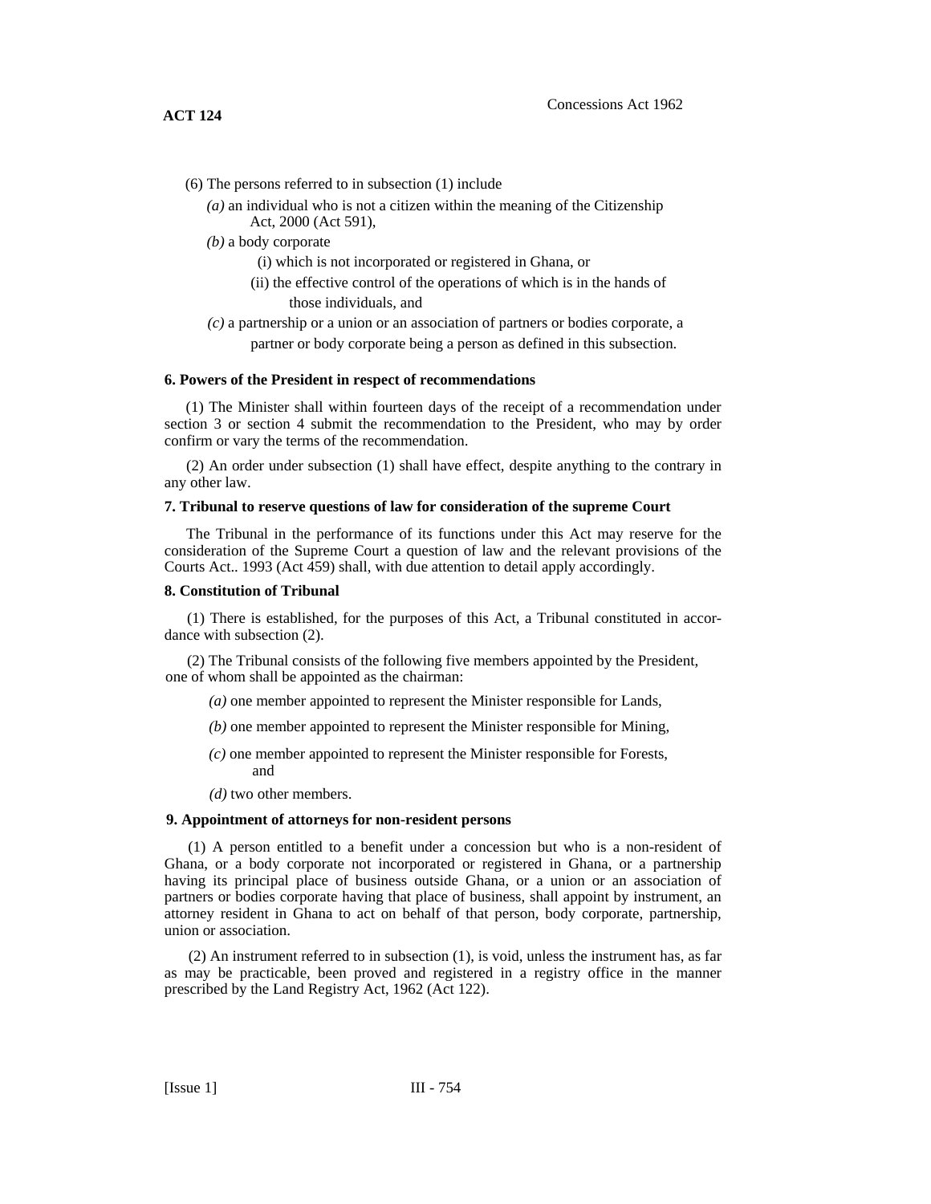(6) The persons referred to in subsection (1) include

*(a)* an individual who is not a citizen within the meaning of the Citizenship Act, 2000 (Act 591),

*(b)* a body corporate

(i) which is not incorporated or registered in Ghana, or

(ii) the effective control of the operations of which is in the hands of those individuals, and

*(c)* a partnership or a union or an association of partners or bodies corporate, a partner or body corporate being a person as defined in this subsection.

**6. Powers of the President in respect of recommendations**

(1) The Minister shall within fourteen days of the receipt of a recommendation under section 3 or section 4 submit the recommendation to the President, who may by order confirm or vary the terms of the recommendation.

(2) An order under subsection (1) shall have effect, despite anything to the contrary in any other law.

**7. Tribunal to reserve questions of law for consideration of the supreme Court**

The Tribunal in the performance of its functions under this Act may reserve for the consideration of the Supreme Court a question of law and the relevant provisions of the Courts Act.. 1993 (Act 459) shall, with due attention to detail apply accordingly.

**8. Constitution of Tribunal**

(1) There is established, for the purposes of this Act, a Tribunal constituted in accordance with subsection (2).

(2) The Tribunal consists of the following five members appointed by the President, one of whom shall be appointed as the chairman:

*(a)* one member appointed to represent the Minister responsible for Lands,

*(b)* one member appointed to represent the Minister responsible for Mining,

*(c)* one member appointed to represent the Minister responsible for Forests, and

*(d)* two other members.

**9. Appointment of attorneys for non-resident persons**

(1) A person entitled to a benefit under a concession but who is a non-resident of Ghana, or a body corporate not incorporated or registered in Ghana, or a partnership having its principal place of business outside Ghana, or a union or an association of partners or bodies corporate having that place of business, shall appoint by instrument, an attorney resident in Ghana to act on behalf of that person, body corporate, partnership, union or association.

(2) An instrument referred to in subsection (1), is void, unless the instrument has, as far as may be practicable, been proved and registered in a registry office in the manner prescribed by the Land Registry Act, 1962 (Act 122).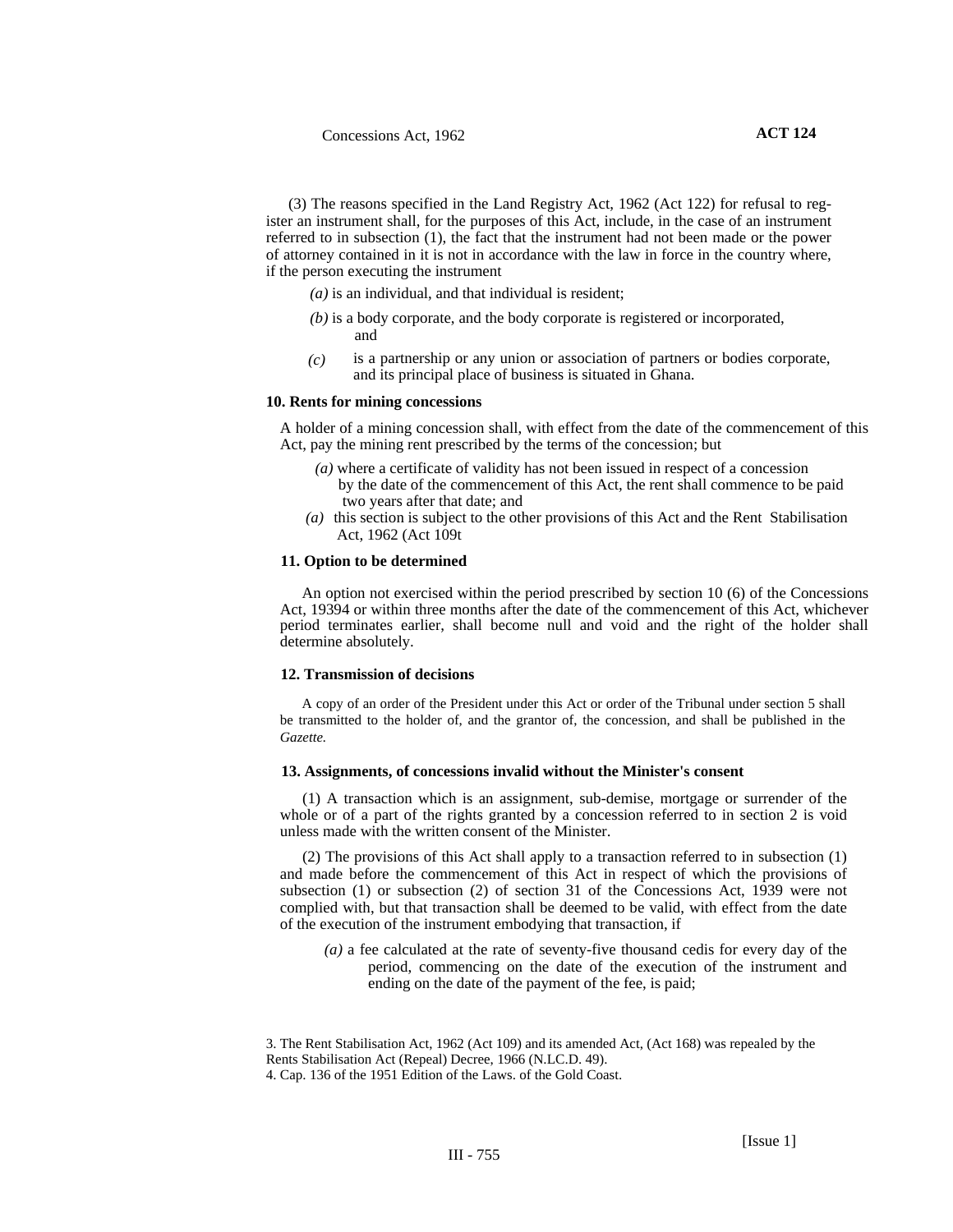(3) The reasons specified in the Land Registry Act, 1962 (Act 122) for refusal to register an instrument shall, for the purposes of this Act, include, in the case of an instrument referred to in subsection (1), the fact that the instrument had not been made or the power of attorney contained in it is not in accordance with the law in force in the country where, if the person executing the instrument

*(a)* is an individual, and that individual is resident;

*(b)* is a body corporate, and the body corporate is registered or incorporated, and

*(c)* is a partnership or any union or association of partners or bodies corporate, and its principal place of business is situated in Ghana.

### 10. Rents for mining concessions

A holder of a mining concession shall, with effect from the date of the commencement of this Act, pay the mining rent prescribed by the terms of the concession; but

*(a)* where a certificate of validity has not been issued in respect of a concession by the date of the commencement of this Act, the rent shall commence to be paid two years after that date; and

*(a)* this section is subject to the other provisions of this Act and the Rent Stabilisation Act, 1962 (Act 109t

### 11. Option to be determined

An option not exercised within the period prescribed by section 10 (6) of the Concessions Act, 19394 or within three months after the date of the commencement of this Act, whichever period terminates earlier, shall become null and void and the right of the holder shall determine absolutely.

### 12. Transmission of decisions

A copy of an order of the President under this Act or order of the Tribunal under section 5 shall be transmitted to the holder of, and the grantor of, the concession, and shall be published in the *Gazette.*

### 13. Assignments, of concessions invalid without the Minister's consent

(1) A transaction which is an assignment, sub-demise, mortgage or surrender of the whole or of a part of the rights granted by a concession referred to in section 2 is void unless made with the written consent of the Minister.

(2) The provisions of this Act shall apply to a transaction referred to in subsection (1) and made before the commencement of this Act in respect of which the provisions of subsection (1) or subsection (2) of section 31 of the Concessions Act, 1939 were not complied with, but that transaction shall be deemed to be valid, with effect from the date of the execution of the instrument embodying that transaction, if

*(a)* a fee calculated at the rate of seventy-five thousand cedis for every day of the period, commencing on the date of the execution of the instrument and ending on the date of the payment of the fee, is paid;

---

3. The Rent Stabilisation Act, 1962 (Act 109) and its amended Act, (Act 168) was repealed by the Rents Stabilisation Act (Repeal) Decree, 1966 (N.L.C.D. 49).
4. Cap. 136 of the 1951 Edition of the Laws. of the Gold Coast.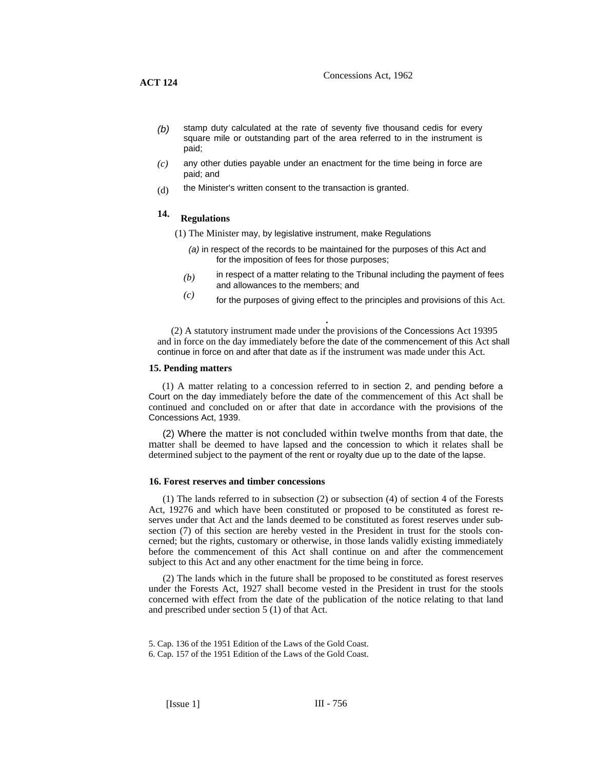(b) stamp duty calculated at the rate of seventy five thousand cedis for every square mile or outstanding part of the area referred to in the instrument is paid;

(c) any other duties payable under an enactment for the time being in force are paid; and

(d) the Minister's written consent to the transaction is granted.

**14. Regulations**

(1) The Minister may, by legislative instrument, make Regulations

*(a)* in respect of the records to be maintained for the purposes of this Act and for the imposition of fees for those purposes;

*(b)* in respect of a matter relating to the Tribunal including the payment of fees and allowances to the members; and

*(c)* for the purposes of giving effect to the principles and provisions of this Act.

(2) A statutory instrument made under the provisions of the Concessions Act 1939[5] and in force on the day immediately before the date of the commencement of this Act shall continue in force on and after that date as if the instrument was made under this Act.

**15. Pending matters**

(1) A matter relating to a concession referred to in section 2, and pending before a Court on the day immediately before the date of the commencement of this Act shall be continued and concluded on or after that date in accordance with the provisions of the Concessions Act, 1939.

(2) Where the matter is not concluded within twelve months from that date, the matter shall be deemed to have lapsed and the concession to which it relates shall be determined subject to the payment of the rent or royalty due up to the date of the lapse.

**16. Forest reserves and timber concessions**

(1) The lands referred to in subsection (2) or subsection (4) of section 4 of the Forests Act, 1927[6] and which have been constituted or proposed to be constituted as forest reserves under that Act and the lands deemed to be constituted as forest reserves under subsection (7) of this section are hereby vested in the President in trust for the stools concerned; but the rights, customary or otherwise, in those lands validly existing immediately before the commencement of this Act shall continue on and after the commencement subject to this Act and any other enactment for the time being in force.

(2) The lands which in the future shall be proposed to be constituted as forest reserves under the Forests Act, 1927 shall become vested in the President in trust for the stools concerned with effect from the date of the publication of the notice relating to that land and prescribed under section 5 (1) of that Act.

5. Cap. 136 of the 1951 Edition of the Laws of the Gold Coast.

6. Cap. 157 of the 1951 Edition of the Laws of the Gold Coast.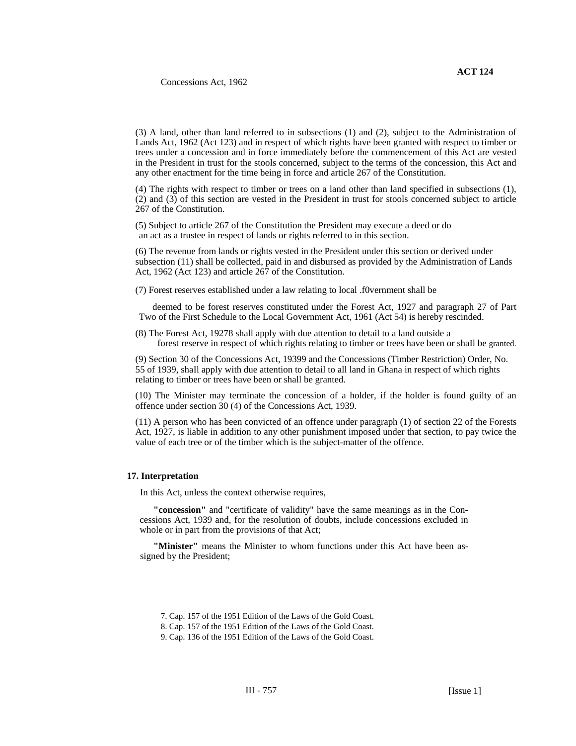(3) A land, other than land referred to in subsections (1) and (2), subject to the Administration of Lands Act, 1962 (Act 123) and in respect of which rights have been granted with respect to timber or trees under a concession and in force immediately before the commencement of this Act are vested in the President in trust for the stools concerned, subject to the terms of the concession, this Act and any other enactment for the time being in force and article 267 of the Constitution.

(4) The rights with respect to timber or trees on a land other than land specified in subsections (1), (2) and (3) of this section are vested in the President in trust for stools concerned subject to article 267 of the Constitution.

(5) Subject to article 267 of the Constitution the President may execute a deed or do an act as a trustee in respect of lands or rights referred to in this section.

(6) The revenue from lands or rights vested in the President under this section or derived under subsection (11) shall be collected, paid in and disbursed as provided by the Administration of Lands Act, 1962 (Act 123) and article 267 of the Constitution.

(7) Forest reserves established under a law relating to local .f0vernment shall be deemed to be forest reserves constituted under the Forest Act, 1927 and paragraph 27 of Part Two of the First Schedule to the Local Government Act, 1961 (Act 54) is hereby rescinded.

(8) The Forest Act, 1927[8] shall apply with due attention to detail to a land outside a forest reserve in respect of which rights relating to timber or trees have been or shaIl be granted.

(9) Section 30 of the Concessions Act, 1939[9] and the Concessions (Timber Restriction) Order, No. 55 of 1939, shaIl apply with due attention to detail to all land in Ghana in respect of which rights relating to timber or trees have been or shall be granted.

(10) The Minister may terminate the concession of a holder, if the holder is found guilty of an offence under section 30 (4) of the Concessions Act, 1939.

(11) A person who has been convicted of an offence under paragraph (1) of section 22 of the Forests Act, 1927, is liable in addition to any other punishment imposed under that section, to pay twice the value of each tree or of the timber which is the subject-matter of the offence.

**17. Interpretation**

In this Act, unless the context otherwise requires,

**"concession"** and "certificate of validity" have the same meanings as in the Concessions Act, 1939 and, for the resolution of doubts, include concessions excluded in whole or in part from the provisions of that Act;

**"Minister"** means the Minister to whom functions under this Act have been assigned by the President;

7. Cap. 157 of the 1951 Edition of the Laws of the Gold Coast.
8. Cap. 157 of the 1951 Edition of the Laws of the Gold Coast.
9. Cap. 136 of the 1951 Edition of the Laws of the Gold Coast.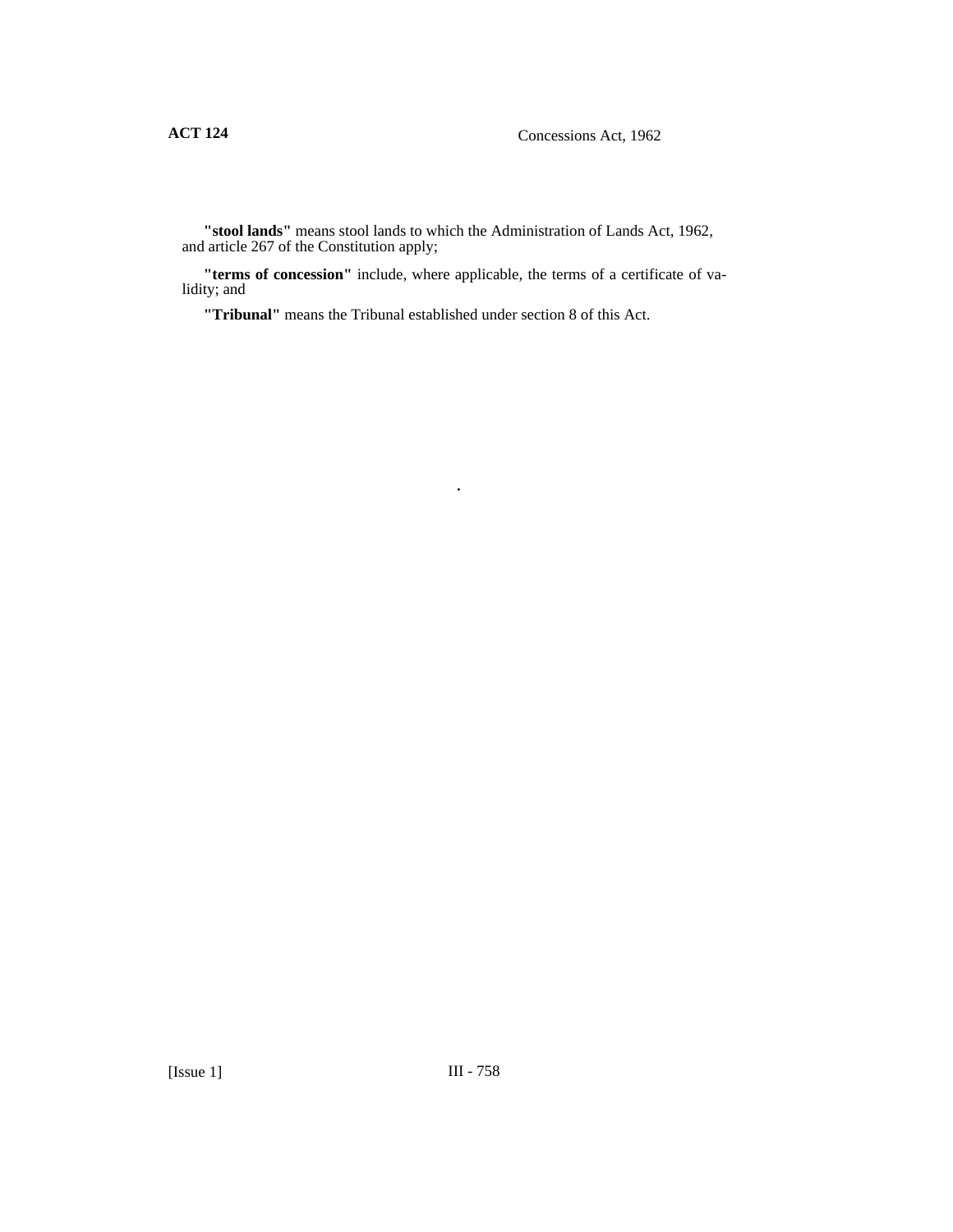**"stool lands"** means stool lands to which the Administration of Lands Act, 1962, and article 267 of the Constitution apply;

**"terms of concession"** include, where applicable, the terms of a certificate of validity; and

**"Tribunal"** means the Tribunal established under section 8 of this Act.